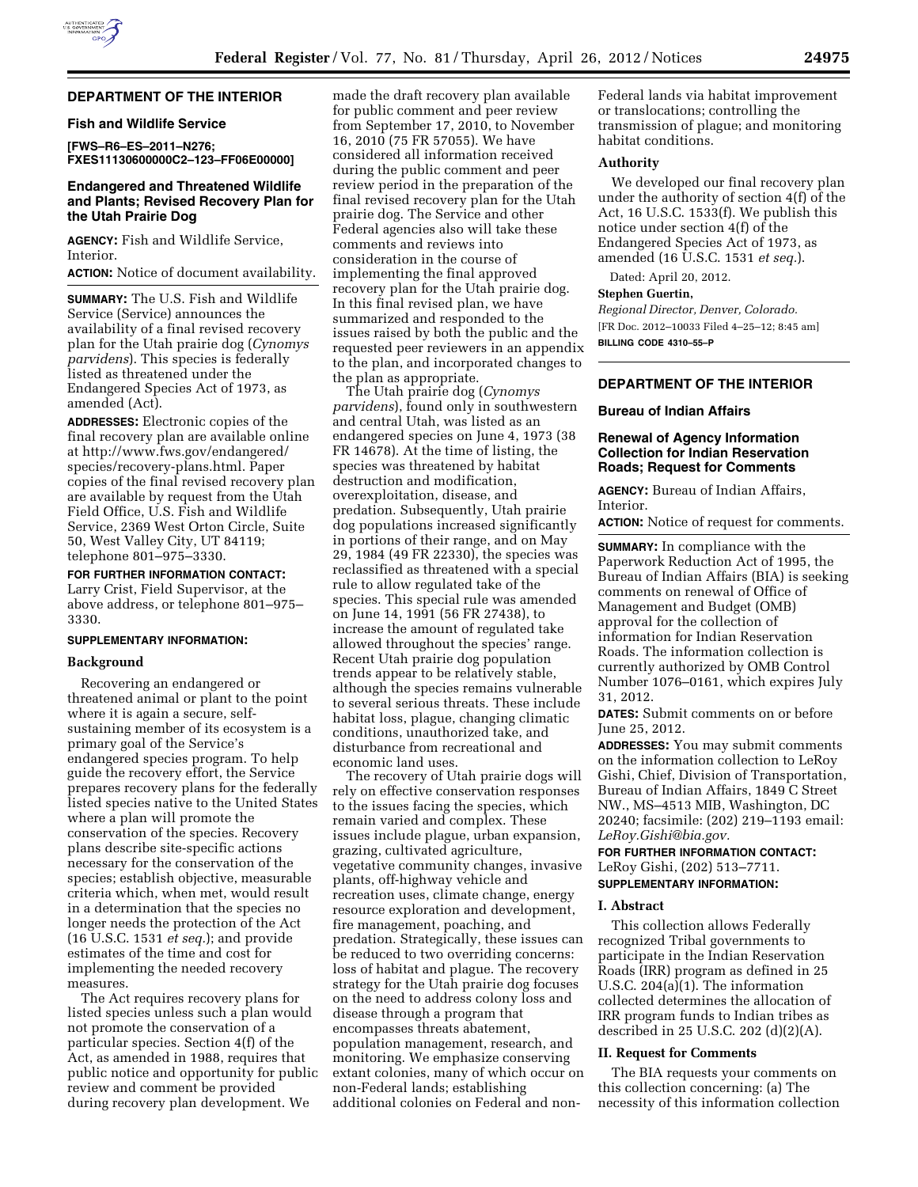## DEPARTMENT OF THE INTERIOR

### Fish and Wildlife Service

**[FWS–R6–ES–2011–N276; FXES11130600000C2–123–FF06E00000]**

### Endangered and Threatened Wildlife and Plants; Revised Recovery Plan for the Utah Prairie Dog

**AGENCY:** Fish and Wildlife Service, Interior.

**ACTION:** Notice of document availability.

**SUMMARY:** The U.S. Fish and Wildlife Service (Service) announces the availability of a final revised recovery plan for the Utah prairie dog (*Cynomys parvidens*). This species is federally listed as threatened under the Endangered Species Act of 1973, as amended (Act).

**ADDRESSES:** Electronic copies of the final recovery plan are available online at http://www.fws.gov/endangered/species/recovery-plans.html. Paper copies of the final revised recovery plan are available by request from the Utah Field Office, U.S. Fish and Wildlife Service, 2369 West Orton Circle, Suite 50, West Valley City, UT 84119; telephone 801–975–3330.

**FOR FURTHER INFORMATION CONTACT:** Larry Crist, Field Supervisor, at the above address, or telephone 801–975–3330.

**SUPPLEMENTARY INFORMATION:**

#### Background

Recovering an endangered or threatened animal or plant to the point where it is again a secure, self-sustaining member of its ecosystem is a primary goal of the Service's endangered species program. To help guide the recovery effort, the Service prepares recovery plans for the federally listed species native to the United States where a plan will promote the conservation of the species. Recovery plans describe site-specific actions necessary for the conservation of the species; establish objective, measurable criteria which, when met, would result in a determination that the species no longer needs the protection of the Act (16 U.S.C. 1531 *et seq.*); and provide estimates of the time and cost for implementing the needed recovery measures.

The Act requires recovery plans for listed species unless such a plan would not promote the conservation of a particular species. Section 4(f) of the Act, as amended in 1988, requires that public notice and opportunity for public review and comment be provided during recovery plan development. We made the draft recovery plan available for public comment and peer review from September 17, 2010, to November 16, 2010 (75 FR 57055). We have considered all information received during the public comment and peer review period in the preparation of the final revised recovery plan for the Utah prairie dog. The Service and other Federal agencies also will take these comments and reviews into consideration in the course of implementing the final approved recovery plan for the Utah prairie dog. In this final revised plan, we have summarized and responded to the issues raised by both the public and the requested peer reviewers in an appendix to the plan, and incorporated changes to the plan as appropriate.

The Utah prairie dog (*Cynomys parvidens*), found only in southwestern and central Utah, was listed as an endangered species on June 4, 1973 (38 FR 14678). At the time of listing, the species was threatened by habitat destruction and modification, overexploitation, disease, and predation. Subsequently, Utah prairie dog populations increased significantly in portions of their range, and on May 29, 1984 (49 FR 22330), the species was reclassified as threatened with a special rule to allow regulated take of the species. This special rule was amended on June 14, 1991 (56 FR 27438), to increase the amount of regulated take allowed throughout the species' range. Recent Utah prairie dog population trends appear to be relatively stable, although the species remains vulnerable to several serious threats. These include habitat loss, plague, changing climatic conditions, unauthorized take, and disturbance from recreational and economic land uses.

The recovery of Utah prairie dogs will rely on effective conservation responses to the issues facing the species, which remain varied and complex. These issues include plague, urban expansion, grazing, cultivated agriculture, vegetative community changes, invasive plants, off-highway vehicle and recreation uses, climate change, energy resource exploration and development, fire management, poaching, and predation. Strategically, these issues can be reduced to two overriding concerns: loss of habitat and plague. The recovery strategy for the Utah prairie dog focuses on the need to address colony loss and disease through a program that encompasses threats abatement, population management, research, and monitoring. We emphasize conserving extant colonies, many of which occur on non-Federal lands; establishing additional colonies on Federal and non-Federal lands via habitat improvement or translocations; controlling the transmission of plague; and monitoring habitat conditions.

#### Authority

We developed our final recovery plan under the authority of section 4(f) of the Act, 16 U.S.C. 1533(f). We publish this notice under section 4(f) of the Endangered Species Act of 1973, as amended (16 U.S.C. 1531 *et seq.*).

Dated: April 20, 2012.

**Stephen Guertin,**

*Regional Director, Denver, Colorado.*

[FR Doc. 2012–10033 Filed 4–25–12; 8:45 am]

**BILLING CODE 4310–55–P**

## DEPARTMENT OF THE INTERIOR

### Bureau of Indian Affairs

### Renewal of Agency Information Collection for Indian Reservation Roads; Request for Comments

**AGENCY:** Bureau of Indian Affairs, Interior.

**ACTION:** Notice of request for comments.

**SUMMARY:** In compliance with the Paperwork Reduction Act of 1995, the Bureau of Indian Affairs (BIA) is seeking comments on renewal of Office of Management and Budget (OMB) approval for the collection of information for Indian Reservation Roads. The information collection is currently authorized by OMB Control Number 1076–0161, which expires July 31, 2012.

**DATES:** Submit comments on or before June 25, 2012.

**ADDRESSES:** You may submit comments on the information collection to LeRoy Gishi, Chief, Division of Transportation, Bureau of Indian Affairs, 1849 C Street NW., MS–4513 MIB, Washington, DC 20240; facsimile: (202) 219–1193 email: *LeRoy.Gishi@bia.gov.*

**FOR FURTHER INFORMATION CONTACT:** LeRoy Gishi, (202) 513–7711.

**SUPPLEMENTARY INFORMATION:**

#### I. Abstract

This collection allows Federally recognized Tribal governments to participate in the Indian Reservation Roads (IRR) program as defined in 25 U.S.C. 204(a)(1). The information collected determines the allocation of IRR program funds to Indian tribes as described in 25 U.S.C. 202 (d)(2)(A).

#### II. Request for Comments

The BIA requests your comments on this collection concerning: (a) The necessity of this information collection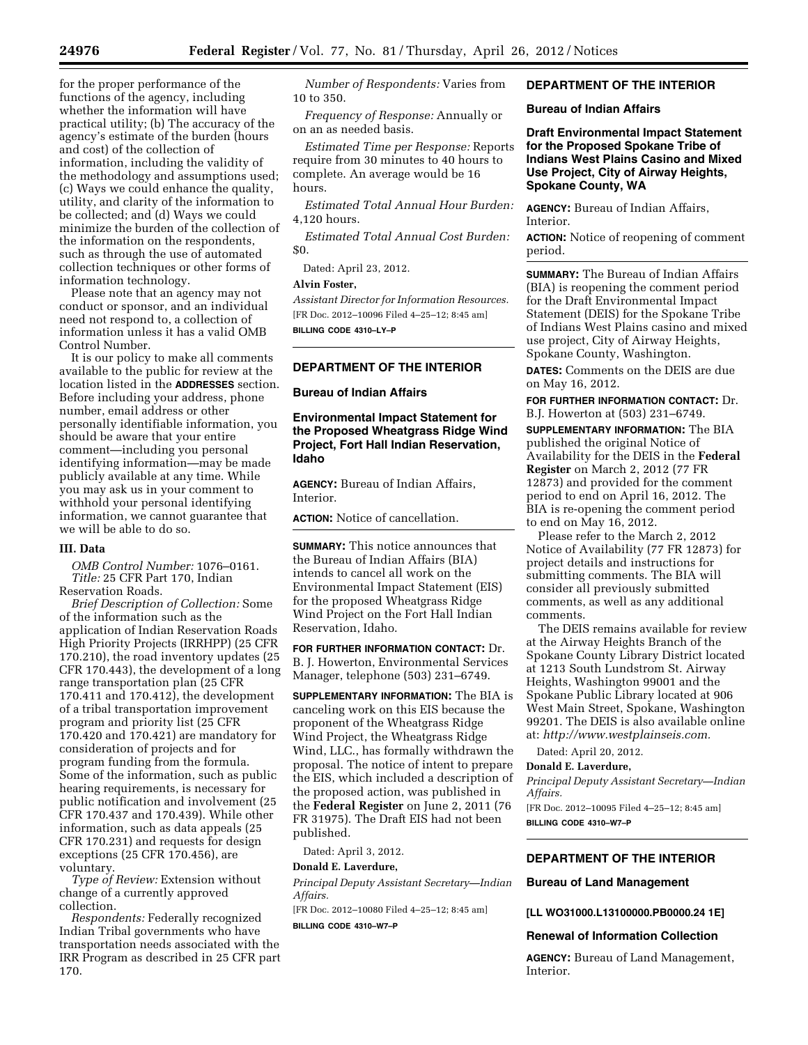for the proper performance of the functions of the agency, including whether the information will have practical utility; (b) The accuracy of the agency's estimate of the burden (hours and cost) of the collection of information, including the validity of the methodology and assumptions used; (c) Ways we could enhance the quality, utility, and clarity of the information to be collected; and (d) Ways we could minimize the burden of the collection of the information on the respondents, such as through the use of automated collection techniques or other forms of information technology.

Please note that an agency may not conduct or sponsor, and an individual need not respond to, a collection of information unless it has a valid OMB Control Number.

It is our policy to make all comments available to the public for review at the location listed in the **ADDRESSES** section. Before including your address, phone number, email address or other personally identifiable information, you should be aware that your entire comment—including you personal identifying information—may be made publicly available at any time. While you may ask us in your comment to withhold your personal identifying information, we cannot guarantee that we will be able to do so.

## III. Data

*OMB Control Number:* 1076–0161.

*Title:* 25 CFR Part 170, Indian Reservation Roads.

*Brief Description of Collection:* Some of the information such as the application of Indian Reservation Roads High Priority Projects (IRRHPP) (25 CFR 170.210), the road inventory updates (25 CFR 170.443), the development of a long range transportation plan (25 CFR 170.411 and 170.412), the development of a tribal transportation improvement program and priority list (25 CFR 170.420 and 170.421) are mandatory for consideration of projects and for program funding from the formula. Some of the information, such as public hearing requirements, is necessary for public notification and involvement (25 CFR 170.437 and 170.439). While other information, such as data appeals (25 CFR 170.231) and requests for design exceptions (25 CFR 170.456), are voluntary.

*Type of Review:* Extension without change of a currently approved collection.

*Respondents:* Federally recognized Indian Tribal governments who have transportation needs associated with the IRR Program as described in 25 CFR part 170.

*Number of Respondents:* Varies from 10 to 350.

*Frequency of Response:* Annually or on an as needed basis.

*Estimated Time per Response:* Reports require from 30 minutes to 40 hours to complete. An average would be 16 hours.

*Estimated Total Annual Hour Burden:* 4,120 hours.

*Estimated Total Annual Cost Burden:* $0.

Dated: April 23, 2012.

**Alvin Foster,**

*Assistant Director for Information Resources.*

[FR Doc. 2012–10096 Filed 4–25–12; 8:45 am]

**BILLING CODE 4310–LY–P**

---

# DEPARTMENT OF THE INTERIOR

## Bureau of Indian Affairs

### Environmental Impact Statement for the Proposed Wheatgrass Ridge Wind Project, Fort Hall Indian Reservation, Idaho

**AGENCY:** Bureau of Indian Affairs, Interior.

**ACTION:** Notice of cancellation.

**SUMMARY:** This notice announces that the Bureau of Indian Affairs (BIA) intends to cancel all work on the Environmental Impact Statement (EIS) for the proposed Wheatgrass Ridge Wind Project on the Fort Hall Indian Reservation, Idaho.

**FOR FURTHER INFORMATION CONTACT:** Dr. B. J. Howerton, Environmental Services Manager, telephone (503) 231–6749.

**SUPPLEMENTARY INFORMATION:** The BIA is canceling work on this EIS because the proponent of the Wheatgrass Ridge Wind Project, the Wheatgrass Ridge Wind, LLC., has formally withdrawn the proposal. The notice of intent to prepare the EIS, which included a description of the proposed action, was published in the **Federal Register** on June 2, 2011 (76 FR 31975). The Draft EIS had not been published.

Dated: April 3, 2012.

**Donald E. Laverdure,**

*Principal Deputy Assistant Secretary—Indian Affairs.*

[FR Doc. 2012–10080 Filed 4–25–12; 8:45 am]

**BILLING CODE 4310–W7–P**

---

# DEPARTMENT OF THE INTERIOR

## Bureau of Indian Affairs

### Draft Environmental Impact Statement for the Proposed Spokane Tribe of Indians West Plains Casino and Mixed Use Project, City of Airway Heights, Spokane County, WA

**AGENCY:** Bureau of Indian Affairs, Interior.

**ACTION:** Notice of reopening of comment period.

**SUMMARY:** The Bureau of Indian Affairs (BIA) is reopening the comment period for the Draft Environmental Impact Statement (DEIS) for the Spokane Tribe of Indians West Plains casino and mixed use project, City of Airway Heights, Spokane County, Washington.

**DATES:** Comments on the DEIS are due on May 16, 2012.

**FOR FURTHER INFORMATION CONTACT:** Dr. B.J. Howerton at (503) 231–6749.

**SUPPLEMENTARY INFORMATION:** The BIA published the original Notice of Availability for the DEIS in the **Federal Register** on March 2, 2012 (77 FR 12873) and provided for the comment period to end on April 16, 2012. The BIA is re-opening the comment period to end on May 16, 2012.

Please refer to the March 2, 2012 Notice of Availability (77 FR 12873) for project details and instructions for submitting comments. The BIA will consider all previously submitted comments, as well as any additional comments.

The DEIS remains available for review at the Airway Heights Branch of the Spokane County Library District located at 1213 South Lundstrom St. Airway Heights, Washington 99001 and the Spokane Public Library located at 906 West Main Street, Spokane, Washington 99201. The DEIS is also available online at: *http://www.westplainseis.com.*

Dated: April 20, 2012.

**Donald E. Laverdure,**

*Principal Deputy Assistant Secretary—Indian Affairs.*

[FR Doc. 2012–10095 Filed 4–25–12; 8:45 am]

**BILLING CODE 4310–W7–P**

---

# DEPARTMENT OF THE INTERIOR

## Bureau of Land Management

**[LL WO31000.L13100000.PB0000.24 1E]**

### Renewal of Information Collection

**AGENCY:** Bureau of Land Management, Interior.